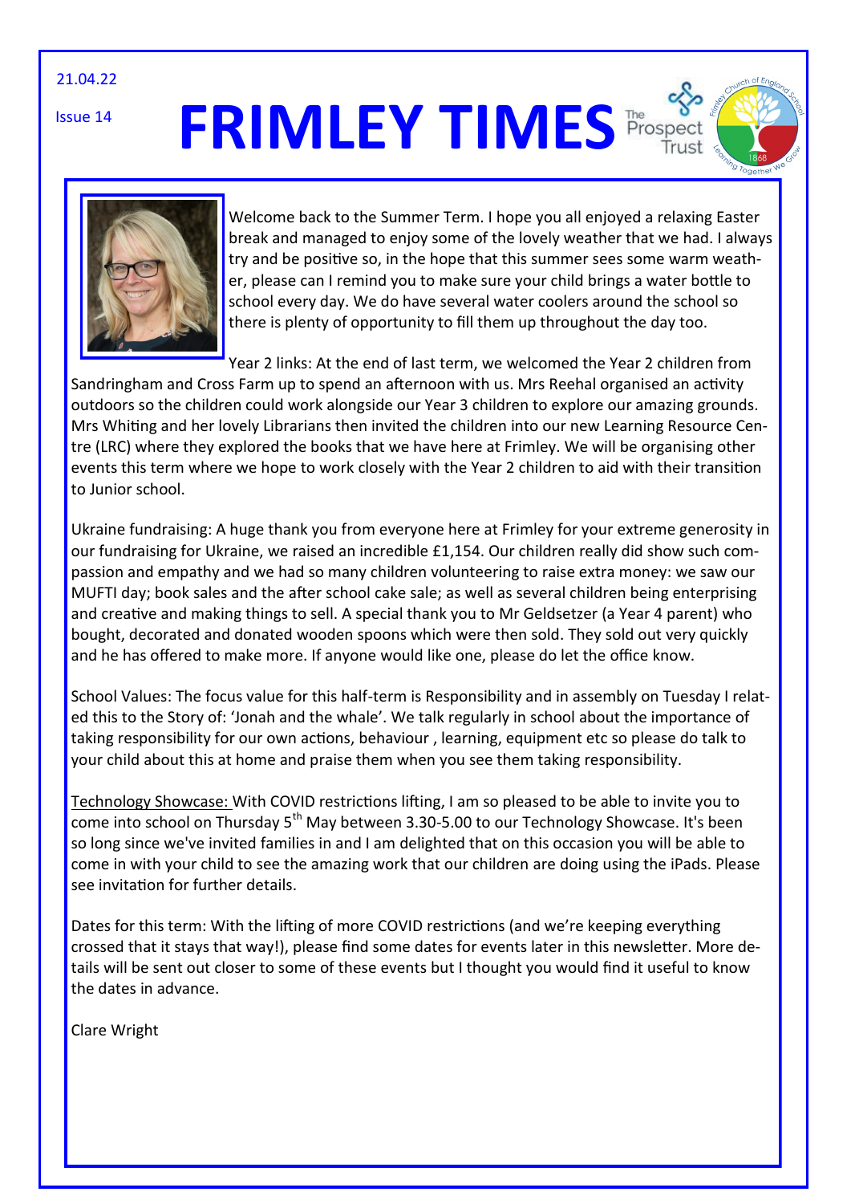21.04.22

Issue 14

# FRIMLEY TIMES

Welcome back to the Summer Term. I hope you all enjoyed a relaxing Easter break and managed to enjoy some of the lovely weather that we had. I always try and be positive so, in the hope that this summer sees some warm weather, please can I remind you to make sure your child brings a water bottle to school every day. We do have several water coolers around the school so there is plenty of opportunity to fill them up throughout the day too.

Year 2 links: At the end of last term, we welcomed the Year 2 children from Sandringham and Cross Farm up to spend an afternoon with us. Mrs Reehal organised an activity outdoors so the children could work alongside our Year 3 children to explore our amazing grounds. Mrs Whiting and her lovely Librarians then invited the children into our new Learning Resource Centre (LRC) where they explored the books that we have here at Frimley. We will be organising other events this term where we hope to work closely with the Year 2 children to aid with their transition to Junior school.

Ukraine fundraising: A huge thank you from everyone here at Frimley for your extreme generosity in our fundraising for Ukraine, we raised an incredible £1,154. Our children really did show such compassion and empathy and we had so many children volunteering to raise extra money: we saw our MUFTI day; book sales and the after school cake sale; as well as several children being enterprising and creative and making things to sell. A special thank you to Mr Geldsetzer (a Year 4 parent) who bought, decorated and donated wooden spoons which were then sold. They sold out very quickly and he has offered to make more. If anyone would like one, please do let the office know.

School Values: The focus value for this half-term is Responsibility and in assembly on Tuesday I related this to the Story of: 'Jonah and the whale'. We talk regularly in school about the importance of taking responsibility for our own actions, behaviour , learning, equipment etc so please do talk to your child about this at home and praise them when you see them taking responsibility.

Technology Showcase: With COVID restrictions lifting, I am so pleased to be able to invite you to come into school on Thursday 5th May between 3.30-5.00 to our Technology Showcase. It's been so long since we've invited families in and I am delighted that on this occasion you will be able to come in with your child to see the amazing work that our children are doing using the iPads. Please see invitation for further details.

Dates for this term: With the lifting of more COVID restrictions (and we're keeping everything crossed that it stays that way!), please find some dates for events later in this newsletter. More details will be sent out closer to some of these events but I thought you would find it useful to know the dates in advance.

Clare Wright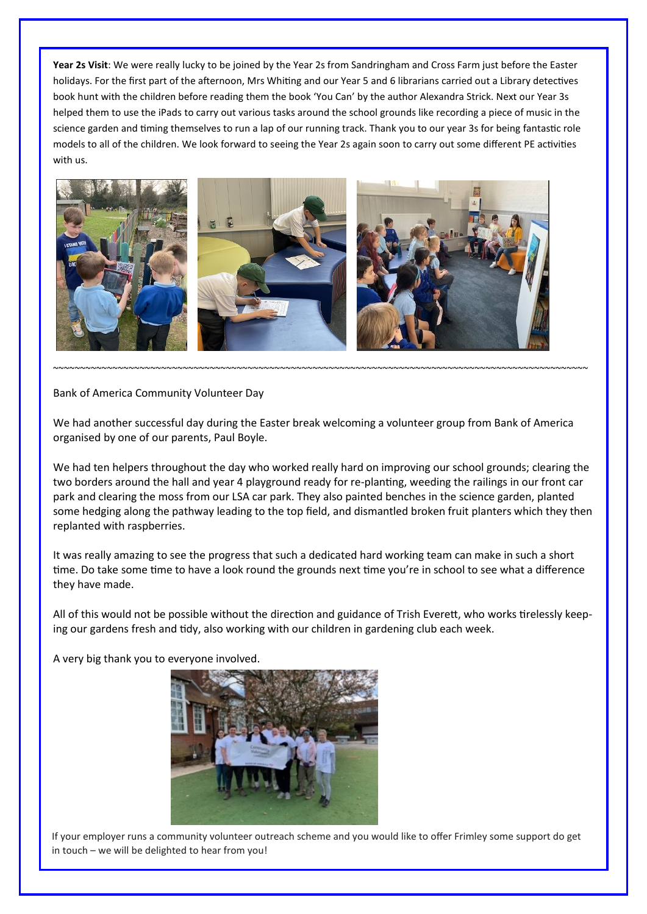**Year 2s Visit**: We were really lucky to be joined by the Year 2s from Sandringham and Cross Farm just before the Easter holidays. For the first part of the afternoon, Mrs Whiting and our Year 5 and 6 librarians carried out a Library detectives book hunt with the children before reading them the book 'You Can' by the author Alexandra Strick. Next our Year 3s helped them to use the iPads to carry out various tasks around the school grounds like recording a piece of music in the science garden and timing themselves to run a lap of our running track. Thank you to our year 3s for being fantastic role models to all of the children. We look forward to seeing the Year 2s again soon to carry out some different PE activities with us.

~~~~~~~~~~~~~~~~~~~~~~~~~~~~~~~~~~~~~~~~~~~~~~~~~~~~~~~~~~~~~~~~~~~~~~~~~~~~~~~~~~~~~~~~~~~~~~~~~~~~~~~~~~~~

Bank of America Community Volunteer Day

We had another successful day during the Easter break welcoming a volunteer group from Bank of America organised by one of our parents, Paul Boyle.

We had ten helpers throughout the day who worked really hard on improving our school grounds; clearing the two borders around the hall and year 4 playground ready for re-planting, weeding the railings in our front car park and clearing the moss from our LSA car park. They also painted benches in the science garden, planted some hedging along the pathway leading to the top field, and dismantled broken fruit planters which they then replanted with raspberries.

It was really amazing to see the progress that such a dedicated hard working team can make in such a short time. Do take some time to have a look round the grounds next time you're in school to see what a difference they have made.

All of this would not be possible without the direction and guidance of Trish Everett, who works tirelessly keeping our gardens fresh and tidy, also working with our children in gardening club each week.

A very big thank you to everyone involved.

If your employer runs a community volunteer outreach scheme and you would like to offer Frimley some support do get in touch – we will be delighted to hear from you!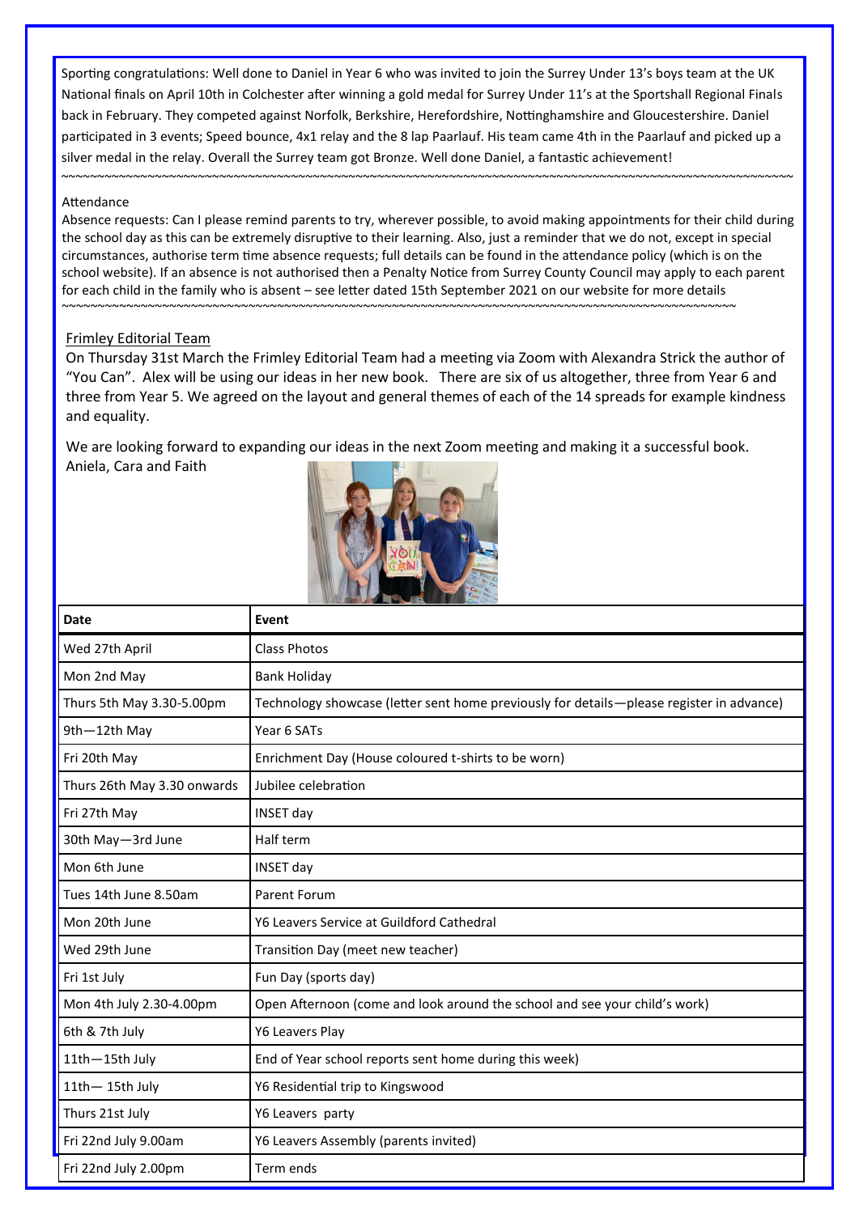Sporting congratulations: Well done to Daniel in Year 6 who was invited to join the Surrey Under 13's boys team at the UK National finals on April 10th in Colchester after winning a gold medal for Surrey Under 11's at the Sportshall Regional Finals back in February. They competed against Norfolk, Berkshire, Herefordshire, Nottinghamshire and Gloucestershire. Daniel participated in 3 events; Speed bounce, 4x1 relay and the 8 lap Paarlauf. His team came 4th in the Paarlauf and picked up a silver medal in the relay. Overall the Surrey team got Bronze. Well done Daniel, a fantastic achievement!

~~~~~~~~~~~~~~~~~~~~~~~~~~~~~~~~~~~~~~~~~~~~~~~~~~~~~~~~~~~~~~~~~~~~~~~~~~~~~~~~~~~~~~~~~~~~~~~~~~~~~~~~~~~~~~~~~~~~

Attendance

Absence requests: Can I please remind parents to try, wherever possible, to avoid making appointments for their child during the school day as this can be extremely disruptive to their learning. Also, just a reminder that we do not, except in special circumstances, authorise term time absence requests; full details can be found in the attendance policy (which is on the school website). If an absence is not authorised then a Penalty Notice from Surrey County Council may apply to each parent for each child in the family who is absent – see letter dated 15th September 2021 on our website for more details

~~~~~~~~~~~~~~~~~~~~~~~~~~~~~~~~~~~~~~~~~~~~~~~~~~~~~~~~~~~~~~~~~~~~~~~~~~~~~~~~~~~~~~~~~~~~~~~~~~~~~~~~~~~~~

## Frimley Editorial Team

On Thursday 31st March the Frimley Editorial Team had a meeting via Zoom with Alexandra Strick the author of "You Can". Alex will be using our ideas in her new book. There are six of us altogether, three from Year 6 and three from Year 5. We agreed on the layout and general themes of each of the 14 spreads for example kindness and equality.

We are looking forward to expanding our ideas in the next Zoom meeting and making it a successful book.

Aniela, Cara and Faith

| Date | Event |
|---|---|
| Wed 27th April | Class Photos |
| Mon 2nd May | Bank Holiday |
| Thurs 5th May 3.30-5.00pm | Technology showcase (letter sent home previously for details—please register in advance) |
| 9th—12th May | Year 6 SATs |
| Fri 20th May | Enrichment Day (House coloured t-shirts to be worn) |
| Thurs 26th May 3.30 onwards | Jubilee celebration |
| Fri 27th May | INSET day |
| 30th May—3rd June | Half term |
| Mon 6th June | INSET day |
| Tues 14th June 8.50am | Parent Forum |
| Mon 20th June | Y6 Leavers Service at Guildford Cathedral |
| Wed 29th June | Transition Day (meet new teacher) |
| Fri 1st July | Fun Day (sports day) |
| Mon 4th July 2.30-4.00pm | Open Afternoon (come and look around the school and see your child's work) |
| 6th & 7th July | Y6 Leavers Play |
| 11th—15th July | End of Year school reports sent home during this week) |
| 11th— 15th July | Y6 Residential trip to Kingswood |
| Thurs 21st July | Y6 Leavers party |
| Fri 22nd July 9.00am | Y6 Leavers Assembly (parents invited) |
| Fri 22nd July 2.00pm | Term ends |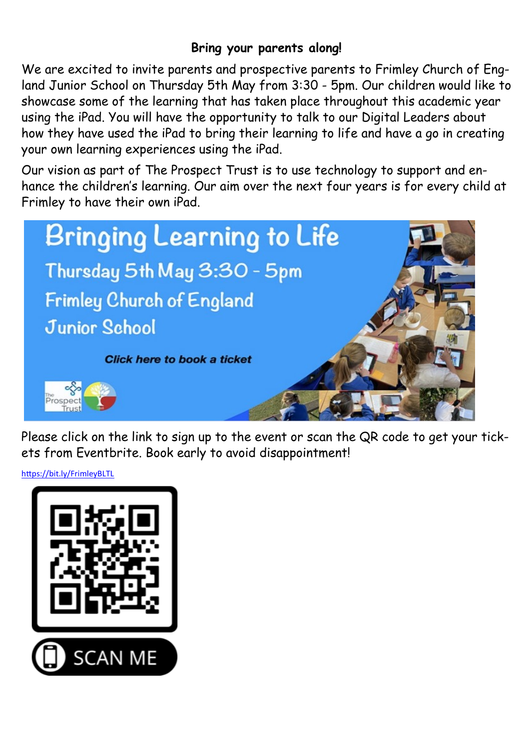**Bring your parents along!**

We are excited to invite parents and prospective parents to Frimley Church of England Junior School on Thursday 5th May from 3:30 - 5pm. Our children would like to showcase some of the learning that has taken place throughout this academic year using the iPad. You will have the opportunity to talk to our Digital Leaders about how they have used the iPad to bring their learning to life and have a go in creating your own learning experiences using the iPad.

Our vision as part of The Prospect Trust is to use technology to support and enhance the children's learning. Our aim over the next four years is for every child at Frimley to have their own iPad.

Bringing Learning to Life

Thursday 5th May 3:30 - 5pm

Frimley Church of England Junior School

*Click here to book a ticket*

Please click on the link to sign up to the event or scan the QR code to get your tickets from Eventbrite. Book early to avoid disappointment!

https://bit.ly/FrimleyBLTL

SCAN ME